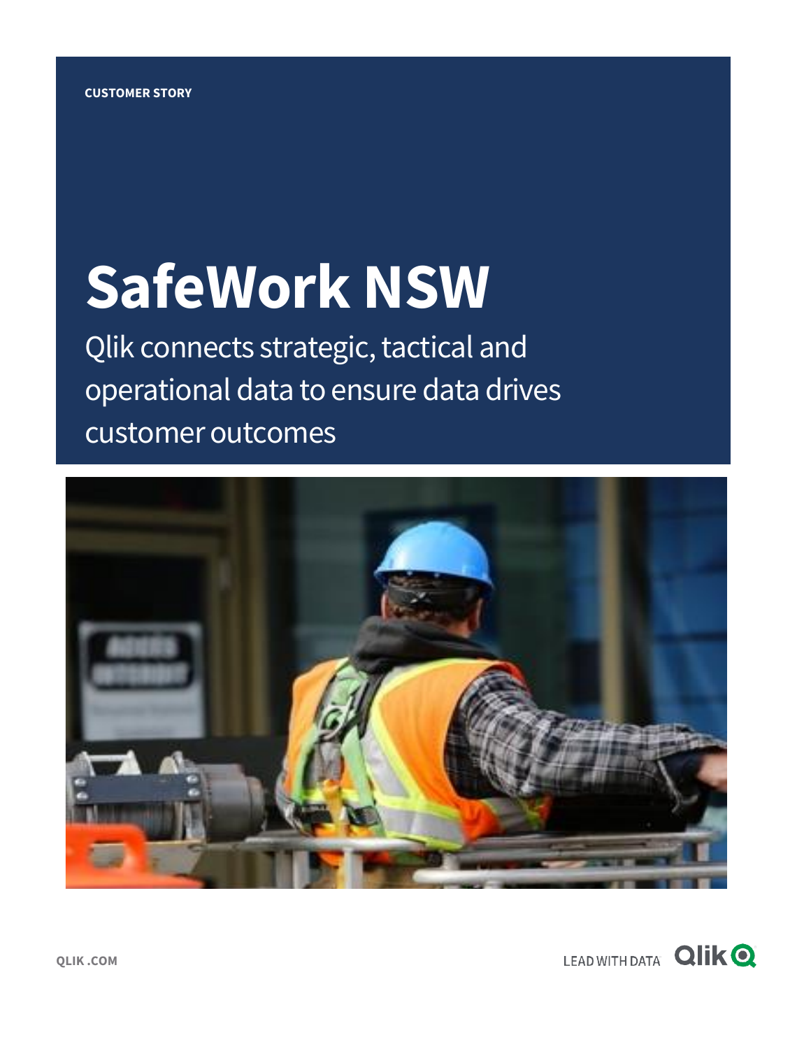CUSTOMER STORY

# SafeWork NSW

Qlik connects strategic, tactical and operational data to ensure data drives customer outcomes

QLIK.COM

LEAD WITH DATA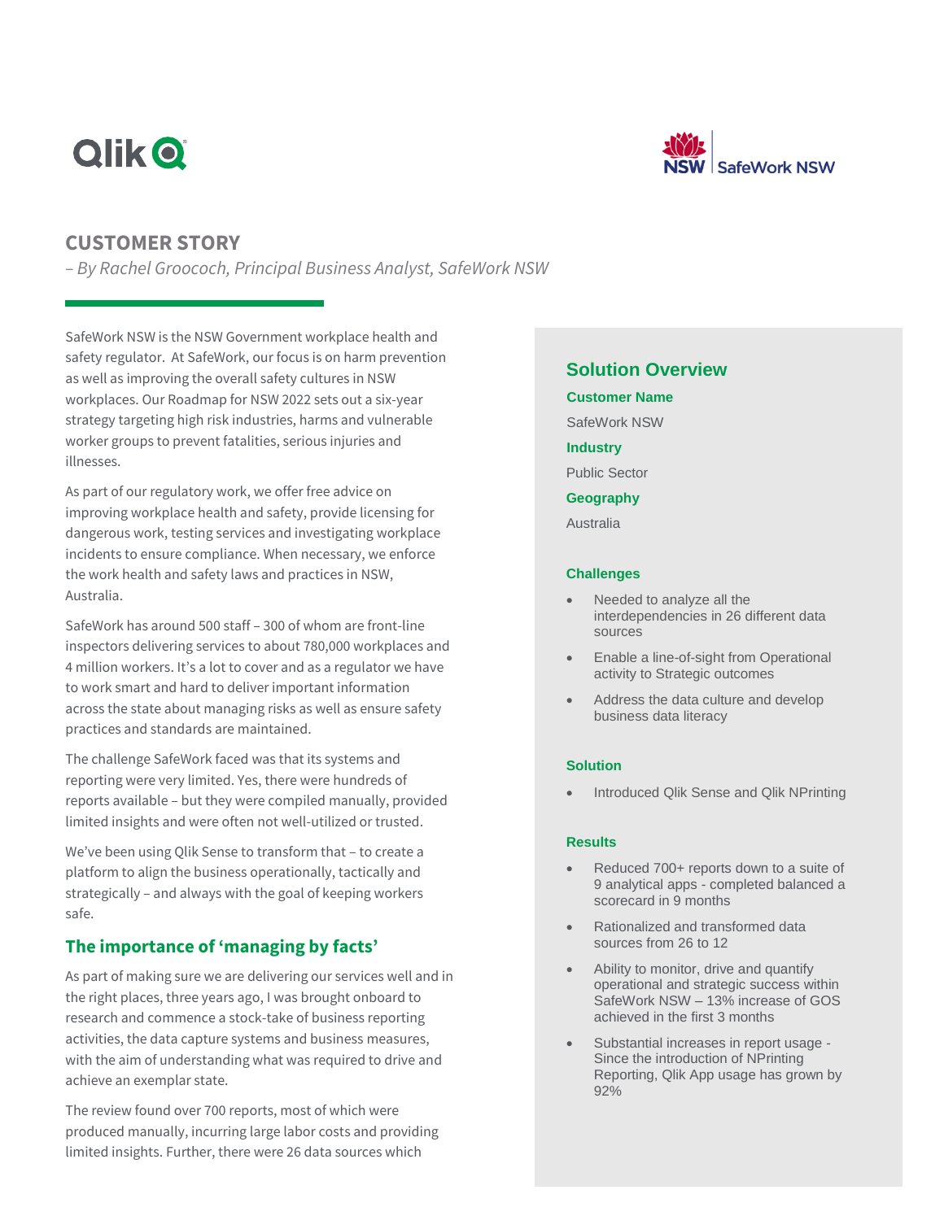# CUSTOMER STORY

*– By Rachel Groococh, Principal Business Analyst, SafeWork NSW*

SafeWork NSW is the NSW Government workplace health and safety regulator. At SafeWork, our focus is on harm prevention as well as improving the overall safety cultures in NSW workplaces. Our Roadmap for NSW 2022 sets out a six-year strategy targeting high risk industries, harms and vulnerable worker groups to prevent fatalities, serious injuries and illnesses.

As part of our regulatory work, we offer free advice on improving workplace health and safety, provide licensing for dangerous work, testing services and investigating workplace incidents to ensure compliance. When necessary, we enforce the work health and safety laws and practices in NSW, Australia.

SafeWork has around 500 staff – 300 of whom are front-line inspectors delivering services to about 780,000 workplaces and 4 million workers. It's a lot to cover and as a regulator we have to work smart and hard to deliver important information across the state about managing risks as well as ensure safety practices and standards are maintained.

The challenge SafeWork faced was that its systems and reporting were very limited. Yes, there were hundreds of reports available – but they were compiled manually, provided limited insights and were often not well-utilized or trusted.

We've been using Qlik Sense to transform that – to create a platform to align the business operationally, tactically and strategically – and always with the goal of keeping workers safe.

## The importance of 'managing by facts'

As part of making sure we are delivering our services well and in the right places, three years ago, I was brought onboard to research and commence a stock-take of business reporting activities, the data capture systems and business measures, with the aim of understanding what was required to drive and achieve an exemplar state.

The review found over 700 reports, most of which were produced manually, incurring large labor costs and providing limited insights. Further, there were 26 data sources which

## Solution Overview

### Customer Name

SafeWork NSW

### Industry

Public Sector

### Geography

Australia

### Challenges

- Needed to analyze all the interdependencies in 26 different data sources
- Enable a line-of-sight from Operational activity to Strategic outcomes
- Address the data culture and develop business data literacy

### Solution

- Introduced Qlik Sense and Qlik NPrinting

### Results

- Reduced 700+ reports down to a suite of 9 analytical apps - completed balanced a scorecard in 9 months
- Rationalized and transformed data sources from 26 to 12
- Ability to monitor, drive and quantify operational and strategic success within SafeWork NSW – 13% increase of GOS achieved in the first 3 months
- Substantial increases in report usage - Since the introduction of NPrinting Reporting, Qlik App usage has grown by 92%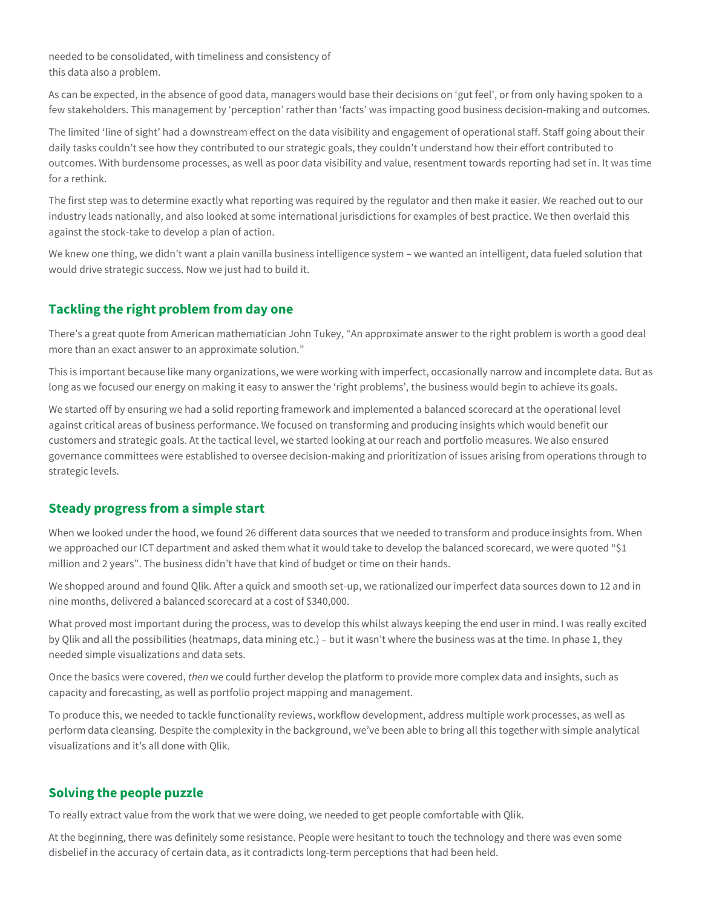needed to be consolidated, with timeliness and consistency of this data also a problem.

As can be expected, in the absence of good data, managers would base their decisions on 'gut feel', or from only having spoken to a few stakeholders. This management by 'perception' rather than 'facts' was impacting good business decision-making and outcomes.

The limited 'line of sight' had a downstream effect on the data visibility and engagement of operational staff. Staff going about their daily tasks couldn't see how they contributed to our strategic goals, they couldn't understand how their effort contributed to outcomes. With burdensome processes, as well as poor data visibility and value, resentment towards reporting had set in. It was time for a rethink.

The first step was to determine exactly what reporting was required by the regulator and then make it easier. We reached out to our industry leads nationally, and also looked at some international jurisdictions for examples of best practice. We then overlaid this against the stock-take to develop a plan of action.

We knew one thing, we didn't want a plain vanilla business intelligence system – we wanted an intelligent, data fueled solution that would drive strategic success. Now we just had to build it.

## Tackling the right problem from day one

There's a great quote from American mathematician John Tukey, "An approximate answer to the right problem is worth a good deal more than an exact answer to an approximate solution."

This is important because like many organizations, we were working with imperfect, occasionally narrow and incomplete data. But as long as we focused our energy on making it easy to answer the 'right problems', the business would begin to achieve its goals.

We started off by ensuring we had a solid reporting framework and implemented a balanced scorecard at the operational level against critical areas of business performance. We focused on transforming and producing insights which would benefit our customers and strategic goals. At the tactical level, we started looking at our reach and portfolio measures. We also ensured governance committees were established to oversee decision-making and prioritization of issues arising from operations through to strategic levels.

## Steady progress from a simple start

When we looked under the hood, we found 26 different data sources that we needed to transform and produce insights from. When we approached our ICT department and asked them what it would take to develop the balanced scorecard, we were quoted "$1 million and 2 years". The business didn't have that kind of budget or time on their hands.

We shopped around and found Qlik. After a quick and smooth set-up, we rationalized our imperfect data sources down to 12 and in nine months, delivered a balanced scorecard at a cost of $340,000.

What proved most important during the process, was to develop this whilst always keeping the end user in mind. I was really excited by Qlik and all the possibilities (heatmaps, data mining etc.) – but it wasn't where the business was at the time. In phase 1, they needed simple visualizations and data sets.

Once the basics were covered, *then* we could further develop the platform to provide more complex data and insights, such as capacity and forecasting, as well as portfolio project mapping and management.

To produce this, we needed to tackle functionality reviews, workflow development, address multiple work processes, as well as perform data cleansing. Despite the complexity in the background, we've been able to bring all this together with simple analytical visualizations and it's all done with Qlik.

## Solving the people puzzle

To really extract value from the work that we were doing, we needed to get people comfortable with Qlik.

At the beginning, there was definitely some resistance. People were hesitant to touch the technology and there was even some disbelief in the accuracy of certain data, as it contradicts long-term perceptions that had been held.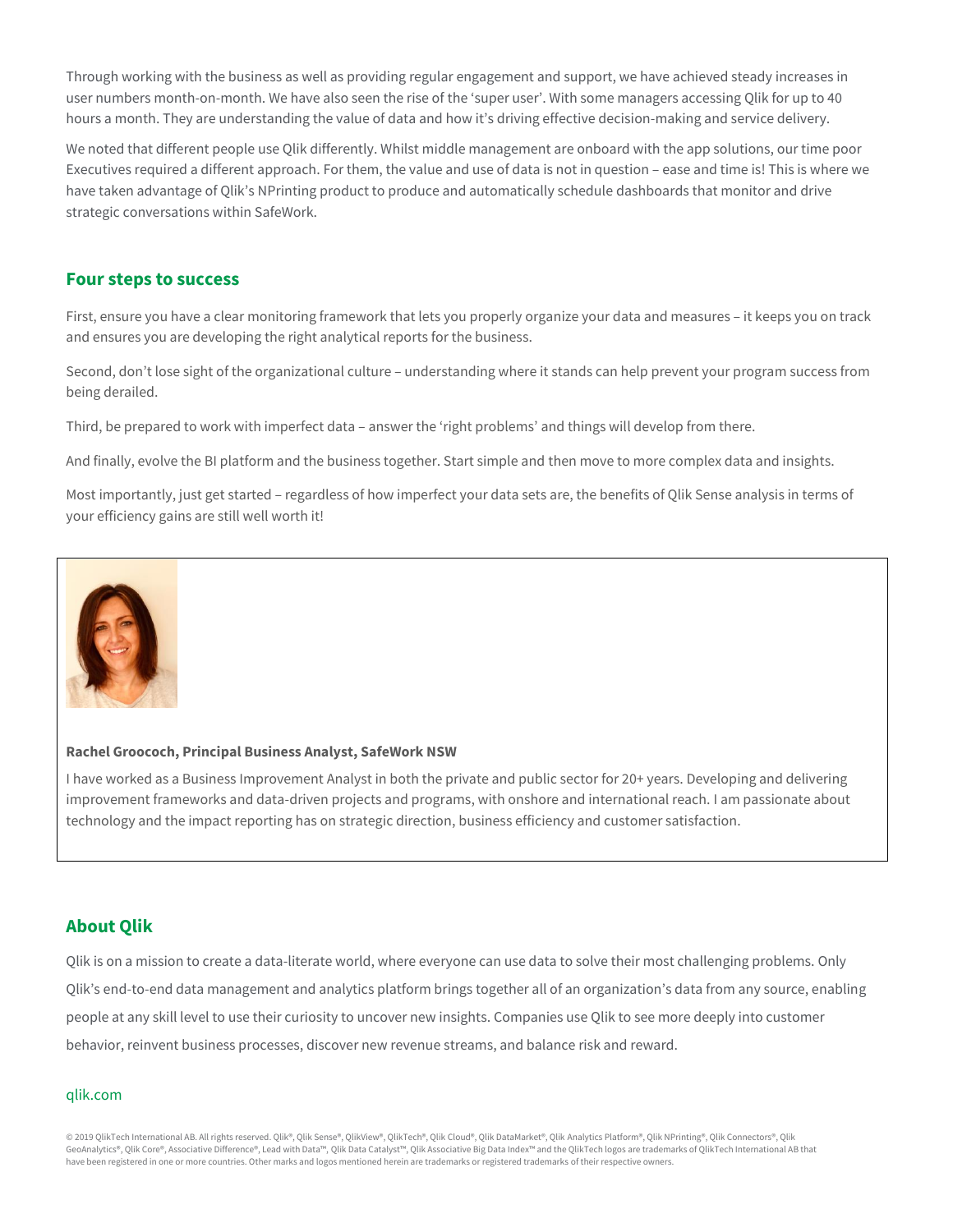Through working with the business as well as providing regular engagement and support, we have achieved steady increases in user numbers month-on-month. We have also seen the rise of the 'super user'. With some managers accessing Qlik for up to 40 hours a month. They are understanding the value of data and how it's driving effective decision-making and service delivery.

We noted that different people use Qlik differently. Whilst middle management are onboard with the app solutions, our time poor Executives required a different approach. For them, the value and use of data is not in question – ease and time is! This is where we have taken advantage of Qlik's NPrinting product to produce and automatically schedule dashboards that monitor and drive strategic conversations within SafeWork.

## Four steps to success

First, ensure you have a clear monitoring framework that lets you properly organize your data and measures – it keeps you on track and ensures you are developing the right analytical reports for the business.

Second, don't lose sight of the organizational culture – understanding where it stands can help prevent your program success from being derailed.

Third, be prepared to work with imperfect data – answer the 'right problems' and things will develop from there.

And finally, evolve the BI platform and the business together. Start simple and then move to more complex data and insights.

Most importantly, just get started – regardless of how imperfect your data sets are, the benefits of Qlik Sense analysis in terms of your efficiency gains are still well worth it!

**Rachel Groococh, Principal Business Analyst, SafeWork NSW**

I have worked as a Business Improvement Analyst in both the private and public sector for 20+ years. Developing and delivering improvement frameworks and data-driven projects and programs, with onshore and international reach. I am passionate about technology and the impact reporting has on strategic direction, business efficiency and customer satisfaction.

## About Qlik

Qlik is on a mission to create a data-literate world, where everyone can use data to solve their most challenging problems. Only Qlik's end-to-end data management and analytics platform brings together all of an organization's data from any source, enabling people at any skill level to use their curiosity to uncover new insights. Companies use Qlik to see more deeply into customer behavior, reinvent business processes, discover new revenue streams, and balance risk and reward.

qlik.com

© 2019 QlikTech International AB. All rights reserved. Qlik®, Qlik Sense®, QlikView®, QlikTech®, Qlik Cloud®, Qlik DataMarket®, Qlik Analytics Platform®, Qlik NPrinting®, Qlik Connectors®, Qlik GeoAnalytics®, Qlik Core®, Associative Difference®, Lead with Data™, Qlik Data Catalyst™, Qlik Associative Big Data Index™ and the QlikTech logos are trademarks of QlikTech International AB that have been registered in one or more countries. Other marks and logos mentioned herein are trademarks or registered trademarks of their respective owners.